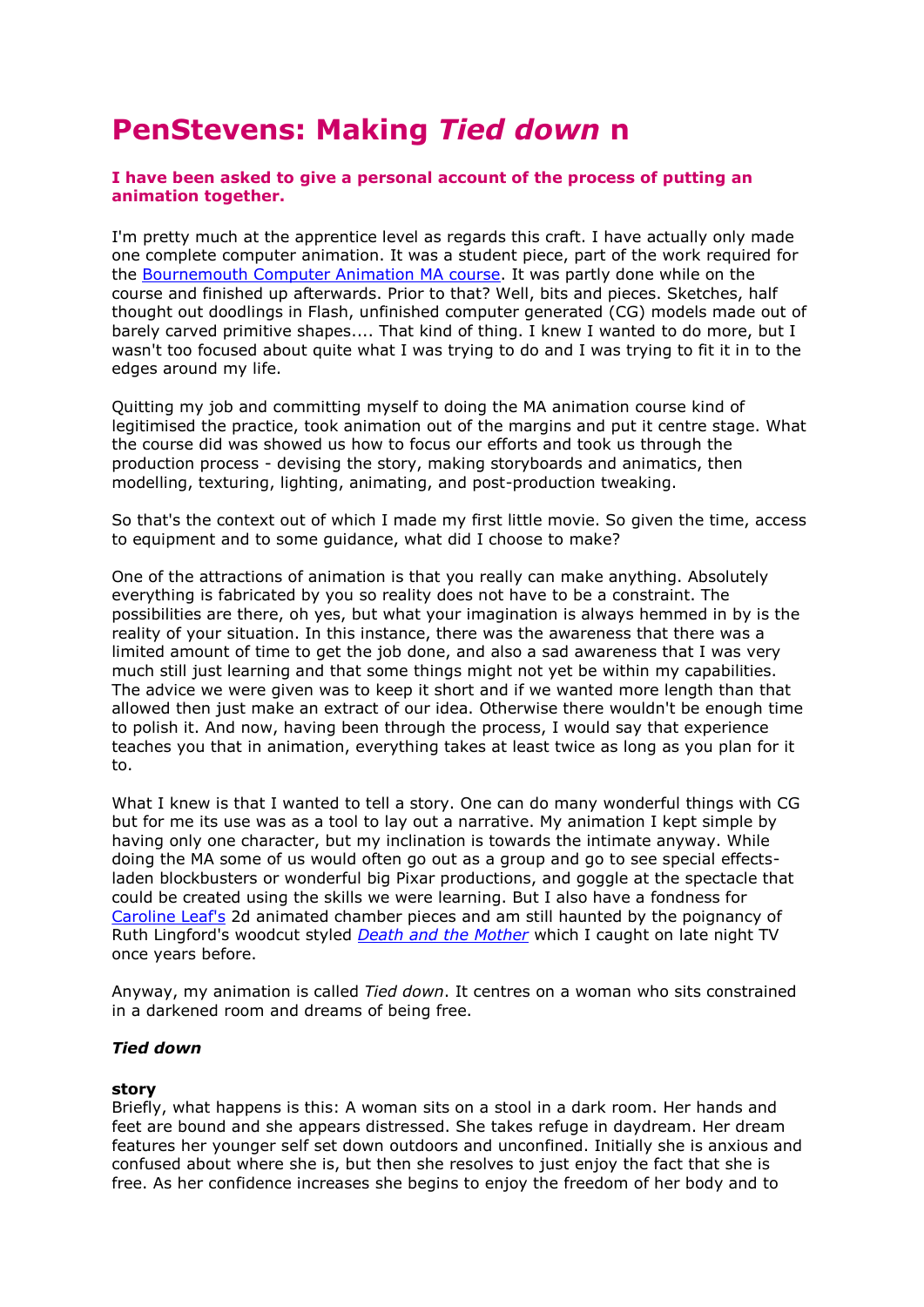# PenStevens: Making *Tied down* n

**I have been asked to give a personal account of the process of putting an animation together.**

I'm pretty much at the apprentice level as regards this craft. I have actually only made one complete computer animation. It was a student piece, part of the work required for the [Bournemouth Computer Animation MA course](). It was partly done while on the course and finished up afterwards. Prior to that? Well, bits and pieces. Sketches, half thought out doodlings in Flash, unfinished computer generated (CG) models made out of barely carved primitive shapes.... That kind of thing. I knew I wanted to do more, but I wasn't too focused about quite what I was trying to do and I was trying to fit it in to the edges around my life.

Quitting my job and committing myself to doing the MA animation course kind of legitimised the practice, took animation out of the margins and put it centre stage. What the course did was showed us how to focus our efforts and took us through the production process - devising the story, making storyboards and animatics, then modelling, texturing, lighting, animating, and post-production tweaking.

So that's the context out of which I made my first little movie. So given the time, access to equipment and to some guidance, what did I choose to make?

One of the attractions of animation is that you really can make anything. Absolutely everything is fabricated by you so reality does not have to be a constraint. The possibilities are there, oh yes, but what your imagination is always hemmed in by is the reality of your situation. In this instance, there was the awareness that there was a limited amount of time to get the job done, and also a sad awareness that I was very much still just learning and that some things might not yet be within my capabilities. The advice we were given was to keep it short and if we wanted more length than that allowed then just make an extract of our idea. Otherwise there wouldn't be enough time to polish it. And now, having been through the process, I would say that experience teaches you that in animation, everything takes at least twice as long as you plan for it to.

What I knew is that I wanted to tell a story. One can do many wonderful things with CG but for me its use was as a tool to lay out a narrative. My animation I kept simple by having only one character, but my inclination is towards the intimate anyway. While doing the MA some of us would often go out as a group and go to see special effects-laden blockbusters or wonderful big Pixar productions, and goggle at the spectacle that could be created using the skills we were learning. But I also have a fondness for [Caroline Leaf's]() 2d animated chamber pieces and am still haunted by the poignancy of Ruth Lingford's woodcut styled [*Death and the Mother*]() which I caught on late night TV once years before.

Anyway, my animation is called *Tied down*. It centres on a woman who sits constrained in a darkened room and dreams of being free.

***Tied down***

**story**
Briefly, what happens is this: A woman sits on a stool in a dark room. Her hands and feet are bound and she appears distressed. She takes refuge in daydream. Her dream features her younger self set down outdoors and unconfined. Initially she is anxious and confused about where she is, but then she resolves to just enjoy the fact that she is free. As her confidence increases she begins to enjoy the freedom of her body and to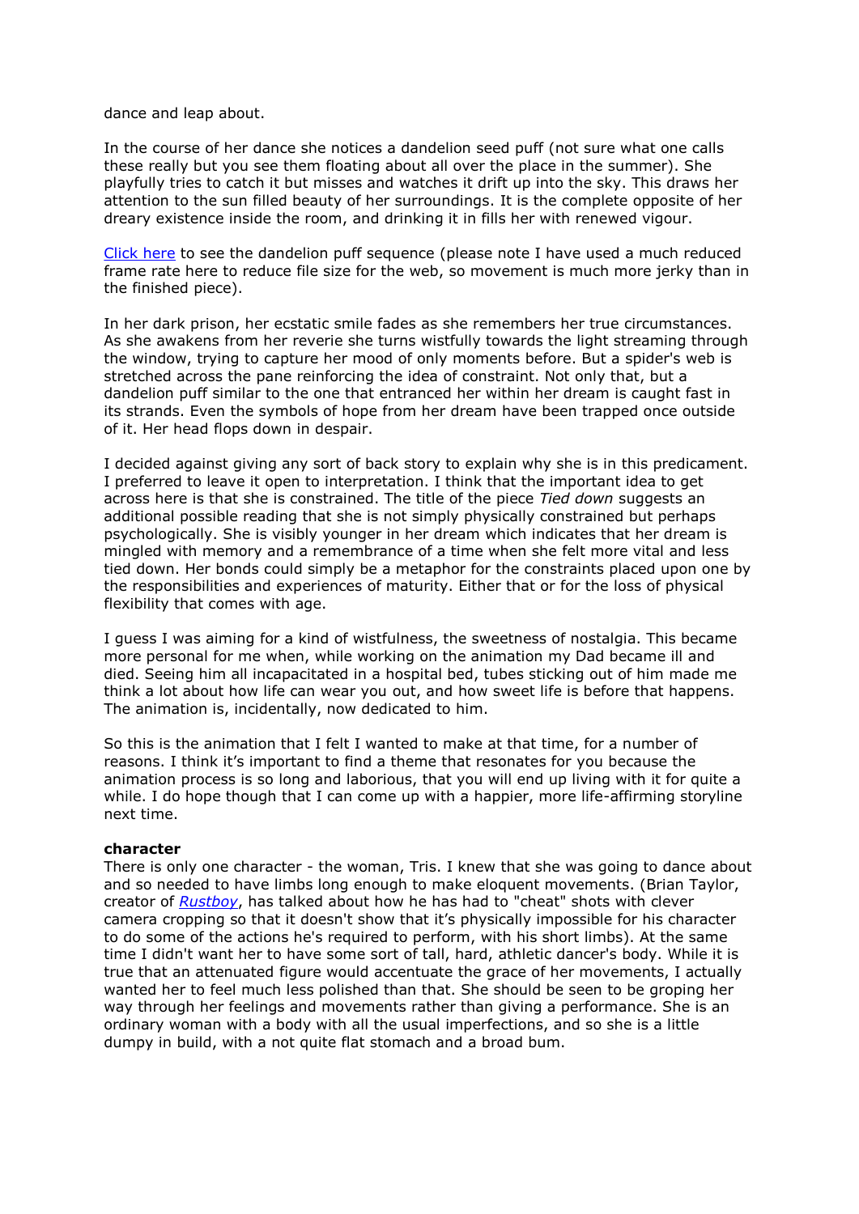dance and leap about.

In the course of her dance she notices a dandelion seed puff (not sure what one calls these really but you see them floating about all over the place in the summer). She playfully tries to catch it but misses and watches it drift up into the sky. This draws her attention to the sun filled beauty of her surroundings. It is the complete opposite of her dreary existence inside the room, and drinking it in fills her with renewed vigour.

Click here to see the dandelion puff sequence (please note I have used a much reduced frame rate here to reduce file size for the web, so movement is much more jerky than in the finished piece).

In her dark prison, her ecstatic smile fades as she remembers her true circumstances. As she awakens from her reverie she turns wistfully towards the light streaming through the window, trying to capture her mood of only moments before. But a spider's web is stretched across the pane reinforcing the idea of constraint. Not only that, but a dandelion puff similar to the one that entranced her within her dream is caught fast in its strands. Even the symbols of hope from her dream have been trapped once outside of it. Her head flops down in despair.

I decided against giving any sort of back story to explain why she is in this predicament. I preferred to leave it open to interpretation. I think that the important idea to get across here is that she is constrained. The title of the piece *Tied down* suggests an additional possible reading that she is not simply physically constrained but perhaps psychologically. She is visibly younger in her dream which indicates that her dream is mingled with memory and a remembrance of a time when she felt more vital and less tied down. Her bonds could simply be a metaphor for the constraints placed upon one by the responsibilities and experiences of maturity. Either that or for the loss of physical flexibility that comes with age.

I guess I was aiming for a kind of wistfulness, the sweetness of nostalgia. This became more personal for me when, while working on the animation my Dad became ill and died. Seeing him all incapacitated in a hospital bed, tubes sticking out of him made me think a lot about how life can wear you out, and how sweet life is before that happens. The animation is, incidentally, now dedicated to him.

So this is the animation that I felt I wanted to make at that time, for a number of reasons. I think it's important to find a theme that resonates for you because the animation process is so long and laborious, that you will end up living with it for quite a while. I do hope though that I can come up with a happier, more life-affirming storyline next time.

**character**

There is only one character - the woman, Tris. I knew that she was going to dance about and so needed to have limbs long enough to make eloquent movements. (Brian Taylor, creator of *Rustboy*, has talked about how he has had to "cheat" shots with clever camera cropping so that it doesn't show that it's physically impossible for his character to do some of the actions he's required to perform, with his short limbs). At the same time I didn't want her to have some sort of tall, hard, athletic dancer's body. While it is true that an attenuated figure would accentuate the grace of her movements, I actually wanted her to feel much less polished than that. She should be seen to be groping her way through her feelings and movements rather than giving a performance. She is an ordinary woman with a body with all the usual imperfections, and so she is a little dumpy in build, with a not quite flat stomach and a broad bum.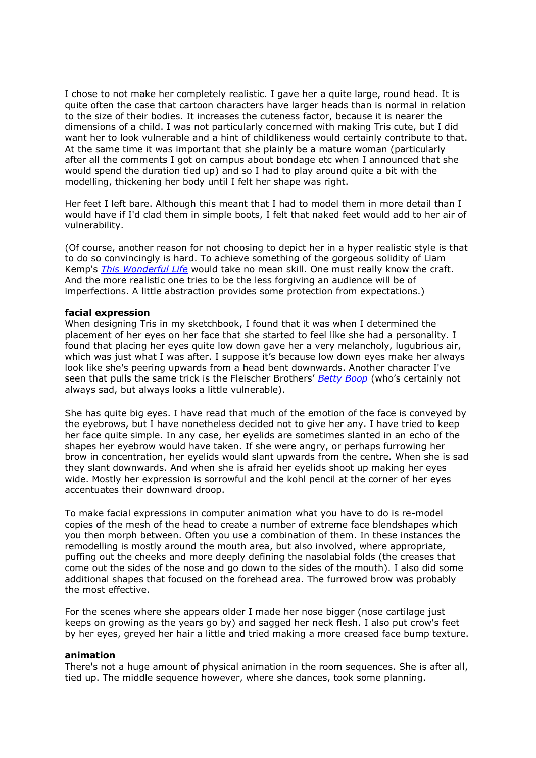I chose to not make her completely realistic. I gave her a quite large, round head. It is quite often the case that cartoon characters have larger heads than is normal in relation to the size of their bodies. It increases the cuteness factor, because it is nearer the dimensions of a child. I was not particularly concerned with making Tris cute, but I did want her to look vulnerable and a hint of childlikeness would certainly contribute to that. At the same time it was important that she plainly be a mature woman (particularly after all the comments I got on campus about bondage etc when I announced that she would spend the duration tied up) and so I had to play around quite a bit with the modelling, thickening her body until I felt her shape was right.

Her feet I left bare. Although this meant that I had to model them in more detail than I would have if I'd clad them in simple boots, I felt that naked feet would add to her air of vulnerability.

(Of course, another reason for not choosing to depict her in a hyper realistic style is that to do so convincingly is hard. To achieve something of the gorgeous solidity of Liam Kemp's *This Wonderful Life* would take no mean skill. One must really know the craft. And the more realistic one tries to be the less forgiving an audience will be of imperfections. A little abstraction provides some protection from expectations.)

**facial expression**
When designing Tris in my sketchbook, I found that it was when I determined the placement of her eyes on her face that she started to feel like she had a personality. I found that placing her eyes quite low down gave her a very melancholy, lugubrious air, which was just what I was after. I suppose it's because low down eyes make her always look like she's peering upwards from a head bent downwards. Another character I've seen that pulls the same trick is the Fleischer Brothers' *Betty Boop* (who's certainly not always sad, but always looks a little vulnerable).

She has quite big eyes. I have read that much of the emotion of the face is conveyed by the eyebrows, but I have nonetheless decided not to give her any. I have tried to keep her face quite simple. In any case, her eyelids are sometimes slanted in an echo of the shapes her eyebrow would have taken. If she were angry, or perhaps furrowing her brow in concentration, her eyelids would slant upwards from the centre. When she is sad they slant downwards. And when she is afraid her eyelids shoot up making her eyes wide. Mostly her expression is sorrowful and the kohl pencil at the corner of her eyes accentuates their downward droop.

To make facial expressions in computer animation what you have to do is re-model copies of the mesh of the head to create a number of extreme face blendshapes which you then morph between. Often you use a combination of them. In these instances the remodelling is mostly around the mouth area, but also involved, where appropriate, puffing out the cheeks and more deeply defining the nasolabial folds (the creases that come out the sides of the nose and go down to the sides of the mouth). I also did some additional shapes that focused on the forehead area. The furrowed brow was probably the most effective.

For the scenes where she appears older I made her nose bigger (nose cartilage just keeps on growing as the years go by) and sagged her neck flesh. I also put crow's feet by her eyes, greyed her hair a little and tried making a more creased face bump texture.

**animation**
There's not a huge amount of physical animation in the room sequences. She is after all, tied up. The middle sequence however, where she dances, took some planning.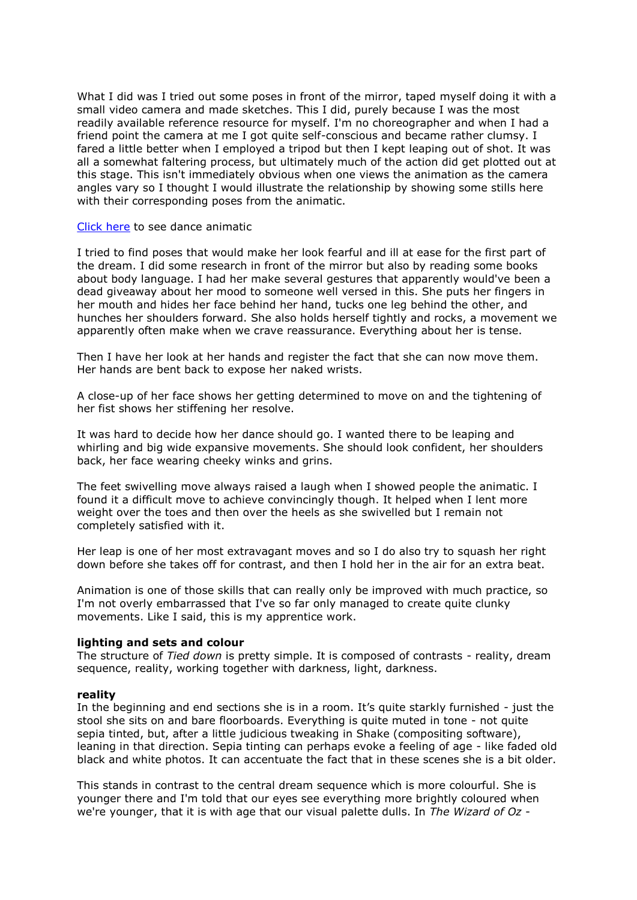What I did was I tried out some poses in front of the mirror, taped myself doing it with a small video camera and made sketches. This I did, purely because I was the most readily available reference resource for myself. I'm no choreographer and when I had a friend point the camera at me I got quite self-conscious and became rather clumsy. I fared a little better when I employed a tripod but then I kept leaping out of shot. It was all a somewhat faltering process, but ultimately much of the action did get plotted out at this stage. This isn't immediately obvious when one views the animation as the camera angles vary so I thought I would illustrate the relationship by showing some stills here with their corresponding poses from the animatic.

[Click here](#) to see dance animatic

I tried to find poses that would make her look fearful and ill at ease for the first part of the dream. I did some research in front of the mirror but also by reading some books about body language. I had her make several gestures that apparently would've been a dead giveaway about her mood to someone well versed in this. She puts her fingers in her mouth and hides her face behind her hand, tucks one leg behind the other, and hunches her shoulders forward. She also holds herself tightly and rocks, a movement we apparently often make when we crave reassurance. Everything about her is tense.

Then I have her look at her hands and register the fact that she can now move them. Her hands are bent back to expose her naked wrists.

A close-up of her face shows her getting determined to move on and the tightening of her fist shows her stiffening her resolve.

It was hard to decide how her dance should go. I wanted there to be leaping and whirling and big wide expansive movements. She should look confident, her shoulders back, her face wearing cheeky winks and grins.

The feet swivelling move always raised a laugh when I showed people the animatic. I found it a difficult move to achieve convincingly though. It helped when I lent more weight over the toes and then over the heels as she swivelled but I remain not completely satisfied with it.

Her leap is one of her most extravagant moves and so I do also try to squash her right down before she takes off for contrast, and then I hold her in the air for an extra beat.

Animation is one of those skills that can really only be improved with much practice, so I'm not overly embarrassed that I've so far only managed to create quite clunky movements. Like I said, this is my apprentice work.

**lighting and sets and colour**

The structure of *Tied down* is pretty simple. It is composed of contrasts - reality, dream sequence, reality, working together with darkness, light, darkness.

**reality**

In the beginning and end sections she is in a room. It's quite starkly furnished - just the stool she sits on and bare floorboards. Everything is quite muted in tone - not quite sepia tinted, but, after a little judicious tweaking in Shake (compositing software), leaning in that direction. Sepia tinting can perhaps evoke a feeling of age - like faded old black and white photos. It can accentuate the fact that in these scenes she is a bit older.

This stands in contrast to the central dream sequence which is more colourful. She is younger there and I'm told that our eyes see everything more brightly coloured when we're younger, that it is with age that our visual palette dulls. In *The Wizard of Oz* -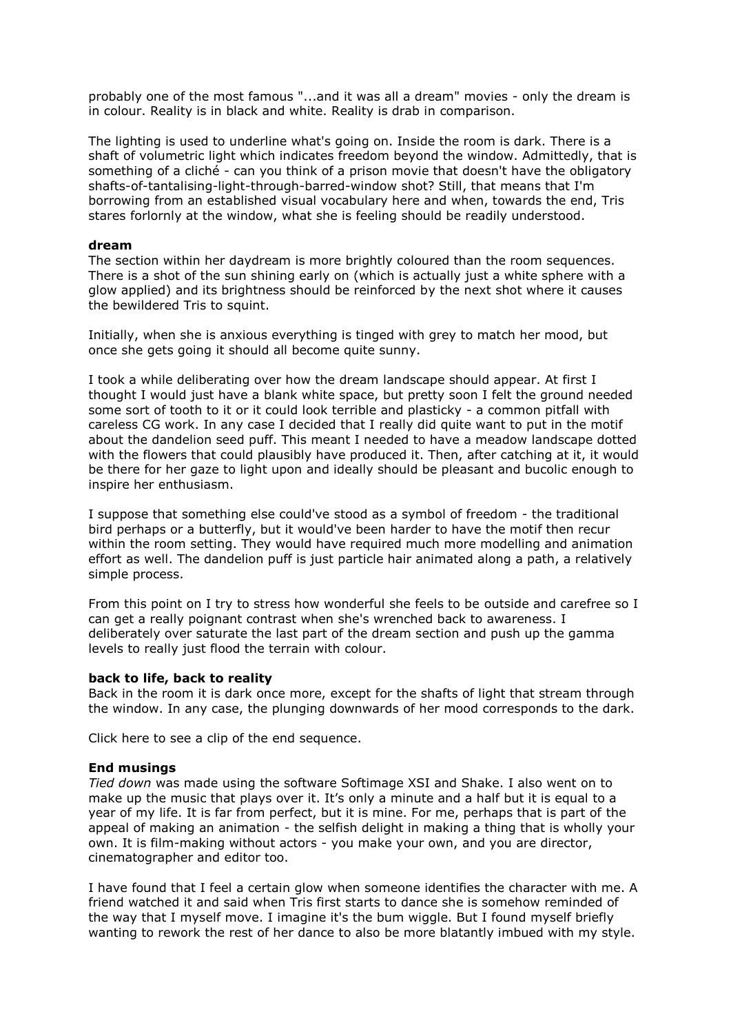probably one of the most famous "...and it was all a dream" movies - only the dream is in colour. Reality is in black and white. Reality is drab in comparison.

The lighting is used to underline what's going on. Inside the room is dark. There is a shaft of volumetric light which indicates freedom beyond the window. Admittedly, that is something of a cliché - can you think of a prison movie that doesn't have the obligatory shafts-of-tantalising-light-through-barred-window shot? Still, that means that I'm borrowing from an established visual vocabulary here and when, towards the end, Tris stares forlornly at the window, what she is feeling should be readily understood.

**dream**

The section within her daydream is more brightly coloured than the room sequences. There is a shot of the sun shining early on (which is actually just a white sphere with a glow applied) and its brightness should be reinforced by the next shot where it causes the bewildered Tris to squint.

Initially, when she is anxious everything is tinged with grey to match her mood, but once she gets going it should all become quite sunny.

I took a while deliberating over how the dream landscape should appear. At first I thought I would just have a blank white space, but pretty soon I felt the ground needed some sort of tooth to it or it could look terrible and plasticky - a common pitfall with careless CG work. In any case I decided that I really did quite want to put in the motif about the dandelion seed puff. This meant I needed to have a meadow landscape dotted with the flowers that could plausibly have produced it. Then, after catching at it, it would be there for her gaze to light upon and ideally should be pleasant and bucolic enough to inspire her enthusiasm.

I suppose that something else could've stood as a symbol of freedom - the traditional bird perhaps or a butterfly, but it would've been harder to have the motif then recur within the room setting. They would have required much more modelling and animation effort as well. The dandelion puff is just particle hair animated along a path, a relatively simple process.

From this point on I try to stress how wonderful she feels to be outside and carefree so I can get a really poignant contrast when she's wrenched back to awareness. I deliberately over saturate the last part of the dream section and push up the gamma levels to really just flood the terrain with colour.

**back to life, back to reality**

Back in the room it is dark once more, except for the shafts of light that stream through the window. In any case, the plunging downwards of her mood corresponds to the dark.

Click here to see a clip of the end sequence.

**End musings**

*Tied down* was made using the software Softimage XSI and Shake. I also went on to make up the music that plays over it. It's only a minute and a half but it is equal to a year of my life. It is far from perfect, but it is mine. For me, perhaps that is part of the appeal of making an animation - the selfish delight in making a thing that is wholly your own. It is film-making without actors - you make your own, and you are director, cinematographer and editor too.

I have found that I feel a certain glow when someone identifies the character with me. A friend watched it and said when Tris first starts to dance she is somehow reminded of the way that I myself move. I imagine it's the bum wiggle. But I found myself briefly wanting to rework the rest of her dance to also be more blatantly imbued with my style.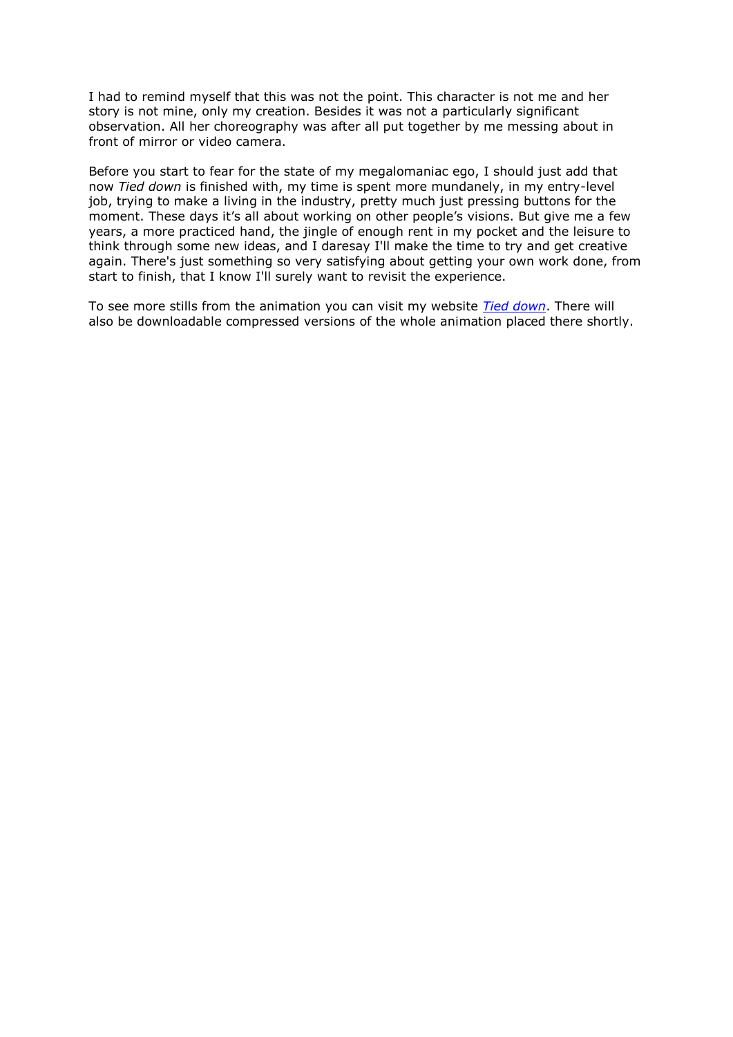I had to remind myself that this was not the point. This character is not me and her story is not mine, only my creation. Besides it was not a particularly significant observation. All her choreography was after all put together by me messing about in front of mirror or video camera.

Before you start to fear for the state of my megalomaniac ego, I should just add that now *Tied down* is finished with, my time is spent more mundanely, in my entry-level job, trying to make a living in the industry, pretty much just pressing buttons for the moment. These days it's all about working on other people's visions. But give me a few years, a more practiced hand, the jingle of enough rent in my pocket and the leisure to think through some new ideas, and I daresay I'll make the time to try and get creative again. There's just something so very satisfying about getting your own work done, from start to finish, that I know I'll surely want to revisit the experience.

To see more stills from the animation you can visit my website *Tied down*. There will also be downloadable compressed versions of the whole animation placed there shortly.